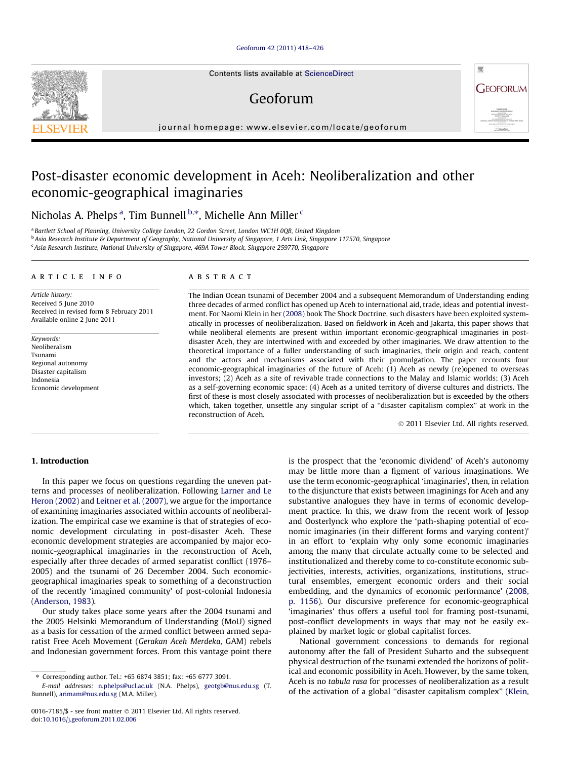# Post-disaster economic development in Aceh: Neoliberalization and other economic-geographical imaginaries

Nicholas A. Phelps [a], Tim Bunnell [b,*], Michelle Ann Miller [c]

[a] Bartlett School of Planning, University College London, 22 Gordon Street, London WC1H 0QB, United Kingdom
[b] Asia Research Institute & Department of Geography, National University of Singapore, 1 Arts Link, Singapore 117570, Singapore
[c] Asia Research Institute, National University of Singapore, 469A Tower Block, Singapore 259770, Singapore

## ARTICLE INFO

*Article history:*
Received 5 June 2010
Received in revised form 8 February 2011
Available online 2 June 2011

*Keywords:*
Neoliberalism
Tsunami
Regional autonomy
Disaster capitalism
Indonesia
Economic development

## ABSTRACT

The Indian Ocean tsunami of December 2004 and a subsequent Memorandum of Understanding ending three decades of armed conflict has opened up Aceh to international aid, trade, ideas and potential investment. For Naomi Klein in her (2008) book The Shock Doctrine, such disasters have been exploited systematically in processes of neoliberalization. Based on fieldwork in Aceh and Jakarta, this paper shows that while neoliberal elements are present within important economic-geographical imaginaries in post-disaster Aceh, they are intertwined with and exceeded by other imaginaries. We draw attention to the theoretical importance of a fuller understanding of such imaginaries, their origin and reach, content and the actors and mechanisms associated with their promulgation. The paper recounts four economic-geographical imaginaries of the future of Aceh: (1) Aceh as newly (re)opened to overseas investors; (2) Aceh as a site of revivable trade connections to the Malay and Islamic worlds; (3) Aceh as a self-governing economic space; (4) Aceh as a united territory of diverse cultures and districts. The first of these is most closely associated with processes of neoliberalization but is exceeded by the others which, taken together, unsettle any singular script of a "disaster capitalism complex" at work in the reconstruction of Aceh.

© 2011 Elsevier Ltd. All rights reserved.

## 1. Introduction

In this paper we focus on questions regarding the uneven patterns and processes of neoliberalization. Following Larner and Le Heron (2002) and Leitner et al. (2007), we argue for the importance of examining imaginaries associated within accounts of neoliberalization. The empirical case we examine is that of strategies of economic development circulating in post-disaster Aceh. These economic development strategies are accompanied by major economic-geographical imaginaries in the reconstruction of Aceh, especially after three decades of armed separatist conflict (1976–2005) and the tsunami of 26 December 2004. Such economic-geographical imaginaries speak to something of a deconstruction of the recently 'imagined community' of post-colonial Indonesia (Anderson, 1983).

Our study takes place some years after the 2004 tsunami and the 2005 Helsinki Memorandum of Understanding (MoU) signed as a basis for cessation of the armed conflict between armed separatist Free Aceh Movement (*Gerakan Aceh Merdeka*, GAM) rebels and Indonesian government forces. From this vantage point there is the prospect that the 'economic dividend' of Aceh's autonomy may be little more than a figment of various imaginations. We use the term economic-geographical 'imaginaries', then, in relation to the disjuncture that exists between imaginings for Aceh and any substantive analogues they have in terms of economic development practice. In this, we draw from the recent work of Jessop and Oosterlynck who explore the 'path-shaping potential of economic imaginaries (in their different forms and varying content)' in an effort to 'explain why only some economic imaginaries among the many that circulate actually come to be selected and institutionalized and thereby come to co-constitute economic subjectivities, interests, activities, organizations, institutions, structural ensembles, emergent economic orders and their social embedding, and the dynamics of economic performance' (2008, p. 1156). Our discursive preference for economic-geographical 'imaginaries' thus offers a useful tool for framing post-tsunami, post-conflict developments in ways that may not be easily explained by market logic or global capitalist forces.

National government concessions to demands for regional autonomy after the fall of President Suharto and the subsequent physical destruction of the tsunami extended the horizons of political and economic possibility in Aceh. However, by the same token, Aceh is no *tabula rasa* for processes of neoliberalization as a result of the activation of a global "disaster capitalism complex" (Klein,

* Corresponding author. Tel.: +65 6874 3851; fax: +65 6777 3091.
*E-mail addresses:* n.phelps@ucl.ac.uk (N.A. Phelps), geotgb@nus.edu.sg (T. Bunnell), arimam@nus.edu.sg (M.A. Miller).

0016-7185/$ - see front matter © 2011 Elsevier Ltd. All rights reserved.
doi:10.1016/j.geoforum.2011.02.006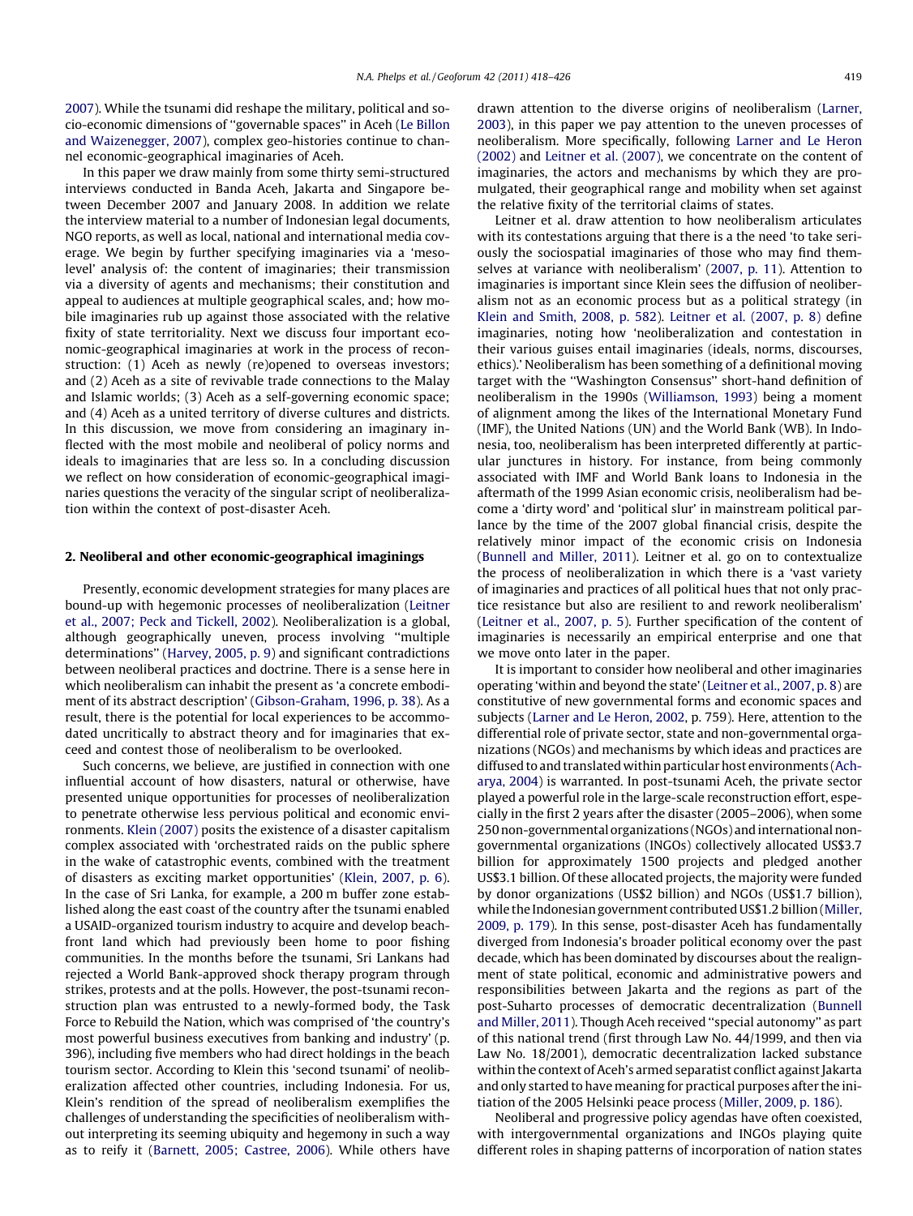2007). While the tsunami did reshape the military, political and socio-economic dimensions of ''governable spaces'' in Aceh (Le Billon and Waizenegger, 2007), complex geo-histories continue to channel economic-geographical imaginaries of Aceh.

In this paper we draw mainly from some thirty semi-structured interviews conducted in Banda Aceh, Jakarta and Singapore between December 2007 and January 2008. In addition we relate the interview material to a number of Indonesian legal documents, NGO reports, as well as local, national and international media coverage. We begin by further specifying imaginaries via a 'meso-level' analysis of: the content of imaginaries; their transmission via a diversity of agents and mechanisms; their constitution and appeal to audiences at multiple geographical scales, and; how mobile imaginaries rub up against those associated with the relative fixity of state territoriality. Next we discuss four important economic-geographical imaginaries at work in the process of reconstruction: (1) Aceh as newly (re)opened to overseas investors; and (2) Aceh as a site of revivable trade connections to the Malay and Islamic worlds; (3) Aceh as a self-governing economic space; and (4) Aceh as a united territory of diverse cultures and districts. In this discussion, we move from considering an imaginary inflected with the most mobile and neoliberal of policy norms and ideals to imaginaries that are less so. In a concluding discussion we reflect on how consideration of economic-geographical imaginaries questions the veracity of the singular script of neoliberalization within the context of post-disaster Aceh.

## 2. Neoliberal and other economic-geographical imaginings

Presently, economic development strategies for many places are bound-up with hegemonic processes of neoliberalization (Leitner et al., 2007; Peck and Tickell, 2002). Neoliberalization is a global, although geographically uneven, process involving ''multiple determinations'' (Harvey, 2005, p. 9) and significant contradictions between neoliberal practices and doctrine. There is a sense here in which neoliberalism can inhabit the present as 'a concrete embodiment of its abstract description' (Gibson-Graham, 1996, p. 38). As a result, there is the potential for local experiences to be accommodated uncritically to abstract theory and for imaginaries that exceed and contest those of neoliberalism to be overlooked.

Such concerns, we believe, are justified in connection with one influential account of how disasters, natural or otherwise, have presented unique opportunities for processes of neoliberalization to penetrate otherwise less pervious political and economic environments. Klein (2007) posits the existence of a disaster capitalism complex associated with 'orchestrated raids on the public sphere in the wake of catastrophic events, combined with the treatment of disasters as exciting market opportunities' (Klein, 2007, p. 6). In the case of Sri Lanka, for example, a 200 m buffer zone established along the east coast of the country after the tsunami enabled a USAID-organized tourism industry to acquire and develop beachfront land which had previously been home to poor fishing communities. In the months before the tsunami, Sri Lankans had rejected a World Bank-approved shock therapy program through strikes, protests and at the polls. However, the post-tsunami reconstruction plan was entrusted to a newly-formed body, the Task Force to Rebuild the Nation, which was comprised of 'the country's most powerful business executives from banking and industry' (p. 396), including five members who had direct holdings in the beach tourism sector. According to Klein this 'second tsunami' of neoliberalization affected other countries, including Indonesia. For us, Klein's rendition of the spread of neoliberalism exemplifies the challenges of understanding the specificities of neoliberalism without interpreting its seeming ubiquity and hegemony in such a way as to reify it (Barnett, 2005; Castree, 2006). While others have drawn attention to the diverse origins of neoliberalism (Larner, 2003), in this paper we pay attention to the uneven processes of neoliberalism. More specifically, following Larner and Le Heron (2002) and Leitner et al. (2007), we concentrate on the content of imaginaries, the actors and mechanisms by which they are promulgated, their geographical range and mobility when set against the relative fixity of the territorial claims of states.

Leitner et al. draw attention to how neoliberalism articulates with its contestations arguing that there is a the need 'to take seriously the sociospatial imaginaries of those who may find themselves at variance with neoliberalism' (2007, p. 11). Attention to imaginaries is important since Klein sees the diffusion of neoliberalism not as an economic process but as a political strategy (in Klein and Smith, 2008, p. 582). Leitner et al. (2007, p. 8) define imaginaries, noting how 'neoliberalization and contestation in their various guises entail imaginaries (ideals, norms, discourses, ethics).' Neoliberalism has been something of a definitional moving target with the ''Washington Consensus'' short-hand definition of neoliberalism in the 1990s (Williamson, 1993) being a moment of alignment among the likes of the International Monetary Fund (IMF), the United Nations (UN) and the World Bank (WB). In Indonesia, too, neoliberalism has been interpreted differently at particular junctures in history. For instance, from being commonly associated with IMF and World Bank loans to Indonesia in the aftermath of the 1999 Asian economic crisis, neoliberalism had become a 'dirty word' and 'political slur' in mainstream political parlance by the time of the 2007 global financial crisis, despite the relatively minor impact of the economic crisis on Indonesia (Bunnell and Miller, 2011). Leitner et al. go on to contextualize the process of neoliberalization in which there is a 'vast variety of imaginaries and practices of all political hues that not only practice resistance but also are resilient to and rework neoliberalism' (Leitner et al., 2007, p. 5). Further specification of the content of imaginaries is necessarily an empirical enterprise and one that we move onto later in the paper.

It is important to consider how neoliberal and other imaginaries operating 'within and beyond the state' (Leitner et al., 2007, p. 8) are constitutive of new governmental forms and economic spaces and subjects (Larner and Le Heron, 2002, p. 759). Here, attention to the differential role of private sector, state and non-governmental organizations (NGOs) and mechanisms by which ideas and practices are diffused to and translated within particular host environments (Acharya, 2004) is warranted. In post-tsunami Aceh, the private sector played a powerful role in the large-scale reconstruction effort, especially in the first 2 years after the disaster (2005–2006), when some 250 non-governmental organizations (NGOs) and international non-governmental organizations (INGOs) collectively allocated US$3.7 billion for approximately 1500 projects and pledged another US$3.1 billion. Of these allocated projects, the majority were funded by donor organizations (US$2 billion) and NGOs (US$1.7 billion), while the Indonesian government contributed US$1.2 billion (Miller, 2009, p. 179). In this sense, post-disaster Aceh has fundamentally diverged from Indonesia's broader political economy over the past decade, which has been dominated by discourses about the realignment of state political, economic and administrative powers and responsibilities between Jakarta and the regions as part of the post-Suharto processes of democratic decentralization (Bunnell and Miller, 2011). Though Aceh received ''special autonomy'' as part of this national trend (first through Law No. 44/1999, and then via Law No. 18/2001), democratic decentralization lacked substance within the context of Aceh's armed separatist conflict against Jakarta and only started to have meaning for practical purposes after the initiation of the 2005 Helsinki peace process (Miller, 2009, p. 186).

Neoliberal and progressive policy agendas have often coexisted, with intergovernmental organizations and INGOs playing quite different roles in shaping patterns of incorporation of nation states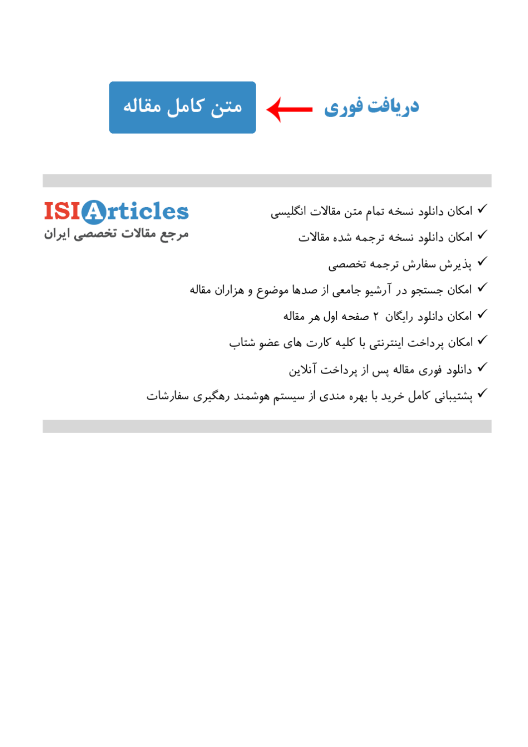دریافت فوری ← متن کامل مقاله

**ISIArticles**
مرجع مقالات تخصصی ایران

- ✓ امکان دانلود نسخه تمام متن مقالات انگلیسی
- ✓ امکان دانلود نسخه ترجمه شده مقالات
- ✓ پذیرش سفارش ترجمه تخصصی
- ✓ امکان جستجو در آرشیو جامعی از صدها موضوع و هزاران مقاله
- ✓ امکان دانلود رایگان ۲ صفحه اول هر مقاله
- ✓ امکان پرداخت اینترنتی با کلیه کارت های عضو شتاب
- ✓ دانلود فوری مقاله پس از پرداخت آنلاین
- ✓ پشتیبانی کامل خرید با بهره مندی از سیستم هوشمند رهگیری سفارشات